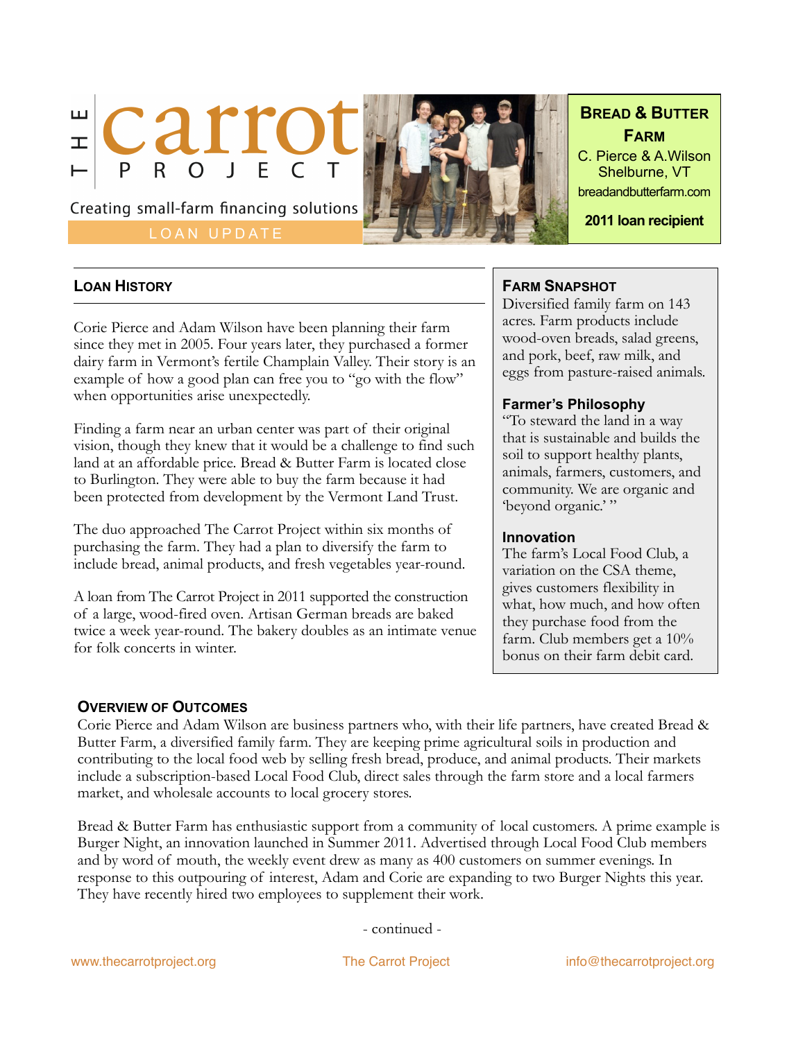# THE carrot PROJECT

Creating small-farm financing solutions

LOAN UPDATE

**BREAD & BUTTER FARM**
C. Pierce & A.Wilson
Shelburne, VT
breadandbutterfarm.com
**2011 loan recipient**

## LOAN HISTORY

Corie Pierce and Adam Wilson have been planning their farm since they met in 2005. Four years later, they purchased a former dairy farm in Vermont's fertile Champlain Valley. Their story is an example of how a good plan can free you to "go with the flow" when opportunities arise unexpectedly.

Finding a farm near an urban center was part of their original vision, though they knew that it would be a challenge to find such land at an affordable price. Bread & Butter Farm is located close to Burlington. They were able to buy the farm because it had been protected from development by the Vermont Land Trust.

The duo approached The Carrot Project within six months of purchasing the farm. They had a plan to diversify the farm to include bread, animal products, and fresh vegetables year-round.

A loan from The Carrot Project in 2011 supported the construction of a large, wood-fired oven. Artisan German breads are baked twice a week year-round. The bakery doubles as an intimate venue for folk concerts in winter.

### FARM SNAPSHOT

Diversified family farm on 143 acres. Farm products include wood-oven breads, salad greens, and pork, beef, raw milk, and eggs from pasture-raised animals.

### Farmer's Philosophy

"To steward the land in a way that is sustainable and builds the soil to support healthy plants, animals, farmers, customers, and community. We are organic and 'beyond organic.' "

### Innovation

The farm's Local Food Club, a variation on the CSA theme, gives customers flexibility in what, how much, and how often they purchase food from the farm. Club members get a 10% bonus on their farm debit card.

## OVERVIEW OF OUTCOMES

Corie Pierce and Adam Wilson are business partners who, with their life partners, have created Bread & Butter Farm, a diversified family farm. They are keeping prime agricultural soils in production and contributing to the local food web by selling fresh bread, produce, and animal products. Their markets include a subscription-based Local Food Club, direct sales through the farm store and a local farmers market, and wholesale accounts to local grocery stores.

Bread & Butter Farm has enthusiastic support from a community of local customers. A prime example is Burger Night, an innovation launched in Summer 2011. Advertised through Local Food Club members and by word of mouth, the weekly event drew as many as 400 customers on summer evenings. In response to this outpouring of interest, Adam and Corie are expanding to two Burger Nights this year. They have recently hired two employees to supplement their work.

- continued -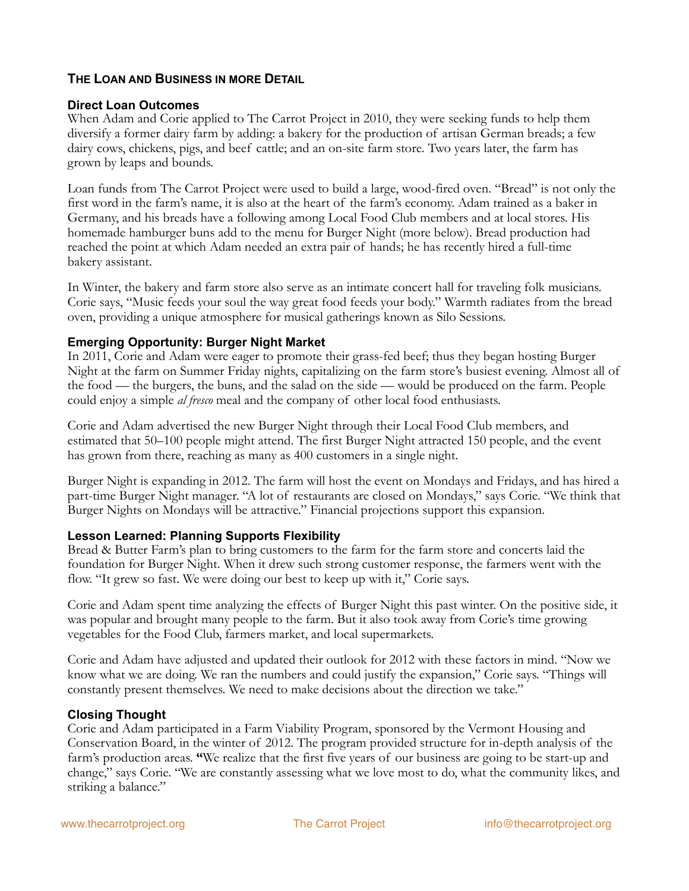## The Loan and Business in more Detail

### Direct Loan Outcomes

When Adam and Corie applied to The Carrot Project in 2010, they were seeking funds to help them diversify a former dairy farm by adding: a bakery for the production of artisan German breads; a few dairy cows, chickens, pigs, and beef cattle; and an on-site farm store. Two years later, the farm has grown by leaps and bounds.

Loan funds from The Carrot Project were used to build a large, wood-fired oven. "Bread" is not only the first word in the farm's name, it is also at the heart of the farm's economy. Adam trained as a baker in Germany, and his breads have a following among Local Food Club members and at local stores. His homemade hamburger buns add to the menu for Burger Night (more below). Bread production had reached the point at which Adam needed an extra pair of hands; he has recently hired a full-time bakery assistant.

In Winter, the bakery and farm store also serve as an intimate concert hall for traveling folk musicians. Corie says, "Music feeds your soul the way great food feeds your body." Warmth radiates from the bread oven, providing a unique atmosphere for musical gatherings known as Silo Sessions.

### Emerging Opportunity: Burger Night Market

In 2011, Corie and Adam were eager to promote their grass-fed beef; thus they began hosting Burger Night at the farm on Summer Friday nights, capitalizing on the farm store's busiest evening. Almost all of the food — the burgers, the buns, and the salad on the side — would be produced on the farm. People could enjoy a simple *al fresco* meal and the company of other local food enthusiasts.

Corie and Adam advertised the new Burger Night through their Local Food Club members, and estimated that 50–100 people might attend. The first Burger Night attracted 150 people, and the event has grown from there, reaching as many as 400 customers in a single night.

Burger Night is expanding in 2012. The farm will host the event on Mondays and Fridays, and has hired a part-time Burger Night manager. "A lot of restaurants are closed on Mondays," says Corie. "We think that Burger Nights on Mondays will be attractive." Financial projections support this expansion.

### Lesson Learned: Planning Supports Flexibility

Bread & Butter Farm's plan to bring customers to the farm for the farm store and concerts laid the foundation for Burger Night. When it drew such strong customer response, the farmers went with the flow. "It grew so fast. We were doing our best to keep up with it," Corie says.

Corie and Adam spent time analyzing the effects of Burger Night this past winter. On the positive side, it was popular and brought many people to the farm. But it also took away from Corie's time growing vegetables for the Food Club, farmers market, and local supermarkets.

Corie and Adam have adjusted and updated their outlook for 2012 with these factors in mind. "Now we know what we are doing. We ran the numbers and could justify the expansion," Corie says. "Things will constantly present themselves. We need to make decisions about the direction we take."

### Closing Thought

Corie and Adam participated in a Farm Viability Program, sponsored by the Vermont Housing and Conservation Board, in the winter of 2012. The program provided structure for in-depth analysis of the farm's production areas. **"**We realize that the first five years of our business are going to be start-up and change," says Corie. "We are constantly assessing what we love most to do, what the community likes, and striking a balance."